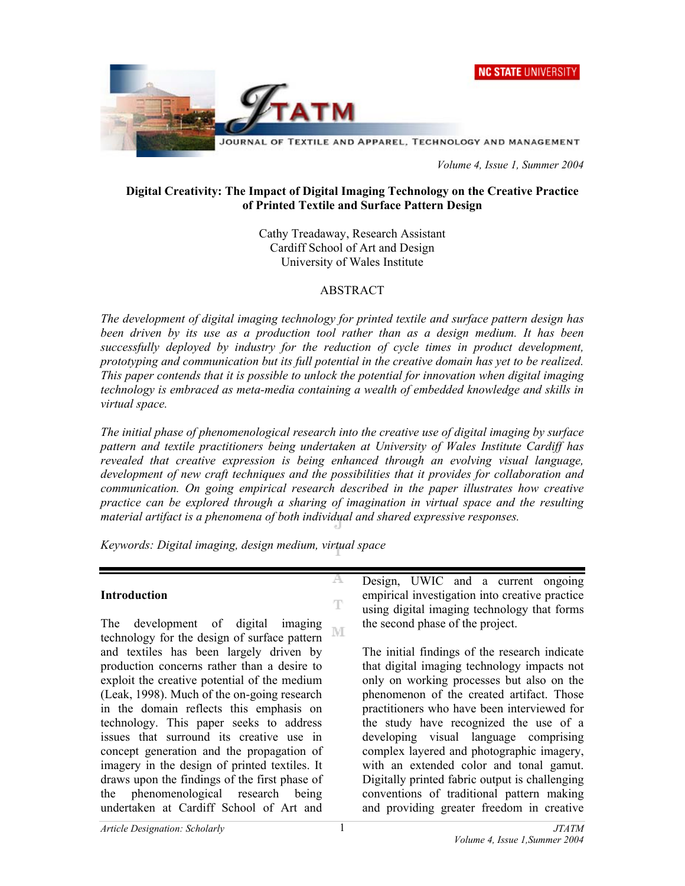# Digital Creativity: The Impact of Digital Imaging Technology on the Creative Practice of Printed Textile and Surface Pattern Design

Cathy Treadaway, Research Assistant
Cardiff School of Art and Design
University of Wales Institute

## ABSTRACT

*The development of digital imaging technology for printed textile and surface pattern design has been driven by its use as a production tool rather than as a design medium. It has been successfully deployed by industry for the reduction of cycle times in product development, prototyping and communication but its full potential in the creative domain has yet to be realized. This paper contends that it is possible to unlock the potential for innovation when digital imaging technology is embraced as meta-media containing a wealth of embedded knowledge and skills in virtual space.*

*The initial phase of phenomenological research into the creative use of digital imaging by surface pattern and textile practitioners being undertaken at University of Wales Institute Cardiff has revealed that creative expression is being enhanced through an evolving visual language, development of new craft techniques and the possibilities that it provides for collaboration and communication. On going empirical research described in the paper illustrates how creative practice can be explored through a sharing of imagination in virtual space and the resulting material artifact is a phenomena of both individual and shared expressive responses.*

*Keywords: Digital imaging, design medium, virtual space*

## Introduction

The development of digital imaging technology for the design of surface pattern and textiles has been largely driven by production concerns rather than a desire to exploit the creative potential of the medium (Leak, 1998). Much of the on-going research in the domain reflects this emphasis on technology. This paper seeks to address issues that surround its creative use in concept generation and the propagation of imagery in the design of printed textiles. It draws upon the findings of the first phase of the phenomenological research being undertaken at Cardiff School of Art and Design, UWIC and a current ongoing empirical investigation into creative practice using digital imaging technology that forms the second phase of the project.

The initial findings of the research indicate that digital imaging technology impacts not only on working processes but also on the phenomenon of the created artifact. Those practitioners who have been interviewed for the study have recognized the use of a developing visual language comprising complex layered and photographic imagery, with an extended color and tonal gamut. Digitally printed fabric output is challenging conventions of traditional pattern making and providing greater freedom in creative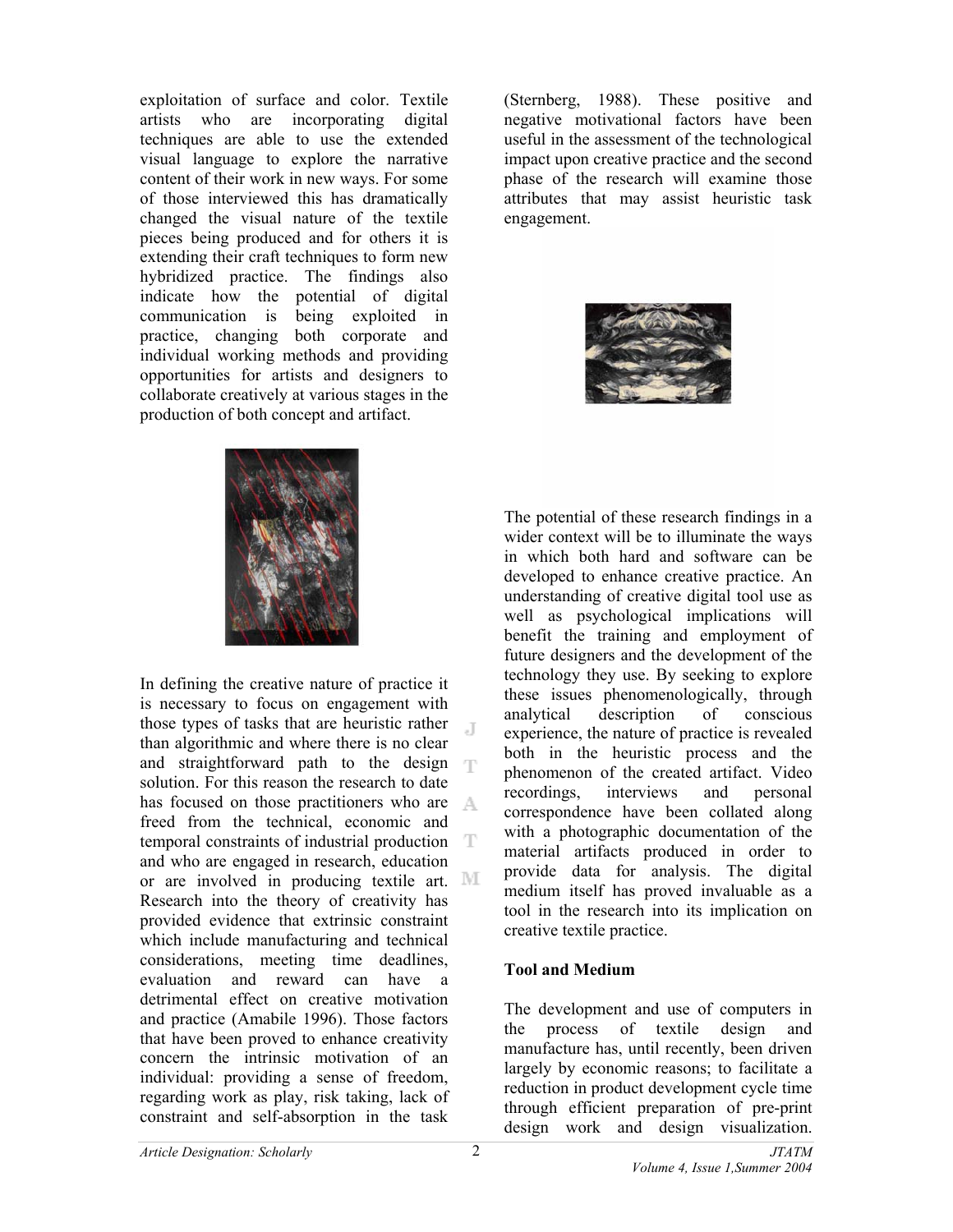exploitation of surface and color. Textile artists who are incorporating digital techniques are able to use the extended visual language to explore the narrative content of their work in new ways. For some of those interviewed this has dramatically changed the visual nature of the textile pieces being produced and for others it is extending their craft techniques to form new hybridized practice. The findings also indicate how the potential of digital communication is being exploited in practice, changing both corporate and individual working methods and providing opportunities for artists and designers to collaborate creatively at various stages in the production of both concept and artifact.

In defining the creative nature of practice it is necessary to focus on engagement with those types of tasks that are heuristic rather than algorithmic and where there is no clear and straightforward path to the design solution. For this reason the research to date has focused on those practitioners who are freed from the technical, economic and temporal constraints of industrial production and who are engaged in research, education or are involved in producing textile art. Research into the theory of creativity has provided evidence that extrinsic constraint which include manufacturing and technical considerations, meeting time deadlines, evaluation and reward can have a detrimental effect on creative motivation and practice (Amabile 1996). Those factors that have been proved to enhance creativity concern the intrinsic motivation of an individual: providing a sense of freedom, regarding work as play, risk taking, lack of constraint and self-absorption in the task (Sternberg, 1988). These positive and negative motivational factors have been useful in the assessment of the technological impact upon creative practice and the second phase of the research will examine those attributes that may assist heuristic task engagement.

The potential of these research findings in a wider context will be to illuminate the ways in which both hard and software can be developed to enhance creative practice. An understanding of creative digital tool use as well as psychological implications will benefit the training and employment of future designers and the development of the technology they use. By seeking to explore these issues phenomenologically, through analytical description of conscious experience, the nature of practice is revealed both in the heuristic process and the phenomenon of the created artifact. Video recordings, interviews and personal correspondence have been collated along with a photographic documentation of the material artifacts produced in order to provide data for analysis. The digital medium itself has proved invaluable as a tool in the research into its implication on creative textile practice.

## Tool and Medium

The development and use of computers in the process of textile design and manufacture has, until recently, been driven largely by economic reasons; to facilitate a reduction in product development cycle time through efficient preparation of pre-print design work and design visualization.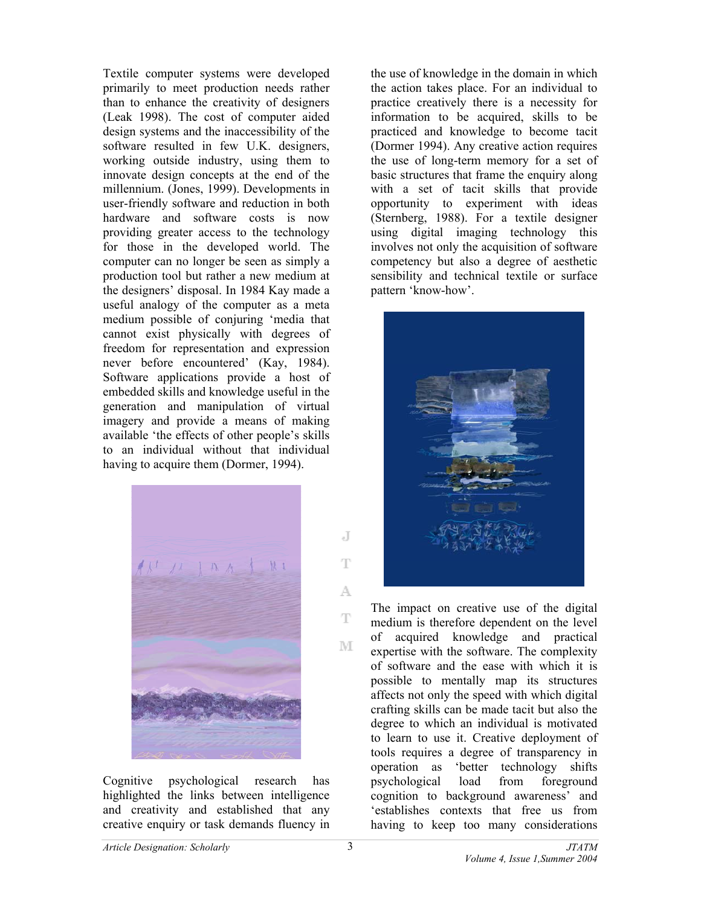Textile computer systems were developed primarily to meet production needs rather than to enhance the creativity of designers (Leak 1998). The cost of computer aided design systems and the inaccessibility of the software resulted in few U.K. designers, working outside industry, using them to innovate design concepts at the end of the millennium. (Jones, 1999). Developments in user-friendly software and reduction in both hardware and software costs is now providing greater access to the technology for those in the developed world. The computer can no longer be seen as simply a production tool but rather a new medium at the designers' disposal. In 1984 Kay made a useful analogy of the computer as a meta medium possible of conjuring 'media that cannot exist physically with degrees of freedom for representation and expression never before encountered' (Kay, 1984). Software applications provide a host of embedded skills and knowledge useful in the generation and manipulation of virtual imagery and provide a means of making available 'the effects of other people's skills to an individual without that individual having to acquire them (Dormer, 1994).

Cognitive psychological research has highlighted the links between intelligence and creativity and established that any creative enquiry or task demands fluency in the use of knowledge in the domain in which the action takes place. For an individual to practice creatively there is a necessity for information to be acquired, skills to be practiced and knowledge to become tacit (Dormer 1994). Any creative action requires the use of long-term memory for a set of basic structures that frame the enquiry along with a set of tacit skills that provide opportunity to experiment with ideas (Sternberg, 1988). For a textile designer using digital imaging technology this involves not only the acquisition of software competency but also a degree of aesthetic sensibility and technical textile or surface pattern 'know-how'.

The impact on creative use of the digital medium is therefore dependent on the level of acquired knowledge and practical expertise with the software. The complexity of software and the ease with which it is possible to mentally map its structures affects not only the speed with which digital crafting skills can be made tacit but also the degree to which an individual is motivated to learn to use it. Creative deployment of tools requires a degree of transparency in operation as 'better technology shifts psychological load from foreground cognition to background awareness' and 'establishes contexts that free us from having to keep too many considerations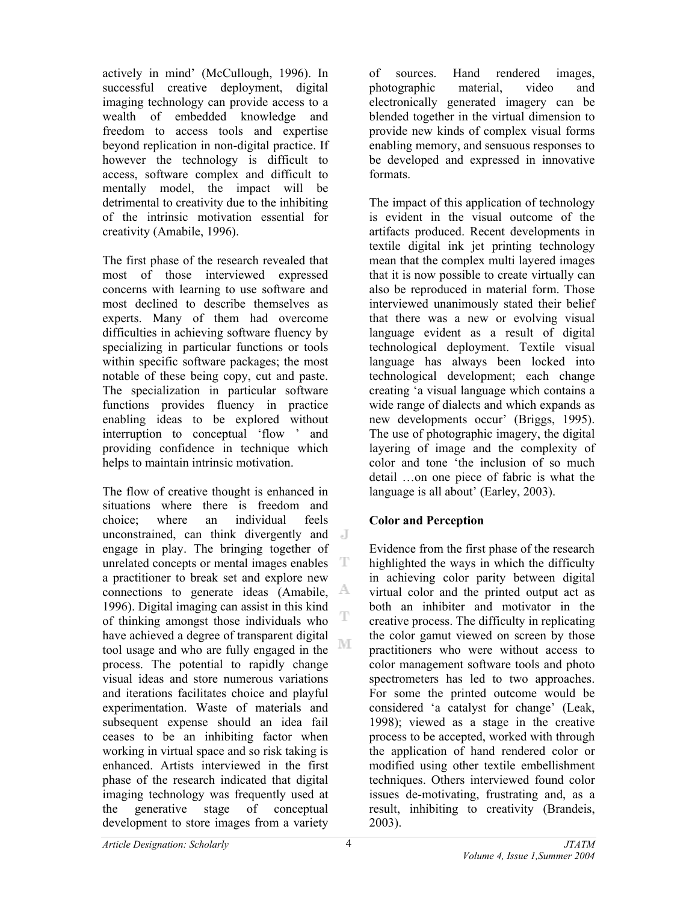actively in mind' (McCullough, 1996). In successful creative deployment, digital imaging technology can provide access to a wealth of embedded knowledge and freedom to access tools and expertise beyond replication in non-digital practice. If however the technology is difficult to access, software complex and difficult to mentally model, the impact will be detrimental to creativity due to the inhibiting of the intrinsic motivation essential for creativity (Amabile, 1996).

The first phase of the research revealed that most of those interviewed expressed concerns with learning to use software and most declined to describe themselves as experts. Many of them had overcome difficulties in achieving software fluency by specializing in particular functions or tools within specific software packages; the most notable of these being copy, cut and paste. The specialization in particular software functions provides fluency in practice enabling ideas to be explored without interruption to conceptual 'flow ' and providing confidence in technique which helps to maintain intrinsic motivation.

The flow of creative thought is enhanced in situations where there is freedom and choice; where an individual feels unconstrained, can think divergently and engage in play. The bringing together of unrelated concepts or mental images enables a practitioner to break set and explore new connections to generate ideas (Amabile, 1996). Digital imaging can assist in this kind of thinking amongst those individuals who have achieved a degree of transparent digital tool usage and who are fully engaged in the process. The potential to rapidly change visual ideas and store numerous variations and iterations facilitates choice and playful experimentation. Waste of materials and subsequent expense should an idea fail ceases to be an inhibiting factor when working in virtual space and so risk taking is enhanced. Artists interviewed in the first phase of the research indicated that digital imaging technology was frequently used at the generative stage of conceptual development to store images from a variety of sources. Hand rendered images, photographic material, video and electronically generated imagery can be blended together in the virtual dimension to provide new kinds of complex visual forms enabling memory, and sensuous responses to be developed and expressed in innovative formats.

The impact of this application of technology is evident in the visual outcome of the artifacts produced. Recent developments in textile digital ink jet printing technology mean that the complex multi layered images that it is now possible to create virtually can also be reproduced in material form. Those interviewed unanimously stated their belief that there was a new or evolving visual language evident as a result of digital technological deployment. Textile visual language has always been locked into technological development; each change creating 'a visual language which contains a wide range of dialects and which expands as new developments occur' (Briggs, 1995). The use of photographic imagery, the digital layering of image and the complexity of color and tone 'the inclusion of so much detail …on one piece of fabric is what the language is all about' (Earley, 2003).

## Color and Perception

Evidence from the first phase of the research highlighted the ways in which the difficulty in achieving color parity between digital virtual color and the printed output act as both an inhibiter and motivator in the creative process. The difficulty in replicating the color gamut viewed on screen by those practitioners who were without access to color management software tools and photo spectrometers has led to two approaches. For some the printed outcome would be considered 'a catalyst for change' (Leak, 1998); viewed as a stage in the creative process to be accepted, worked with through the application of hand rendered color or modified using other textile embellishment techniques. Others interviewed found color issues de-motivating, frustrating and, as a result, inhibiting to creativity (Brandeis, 2003).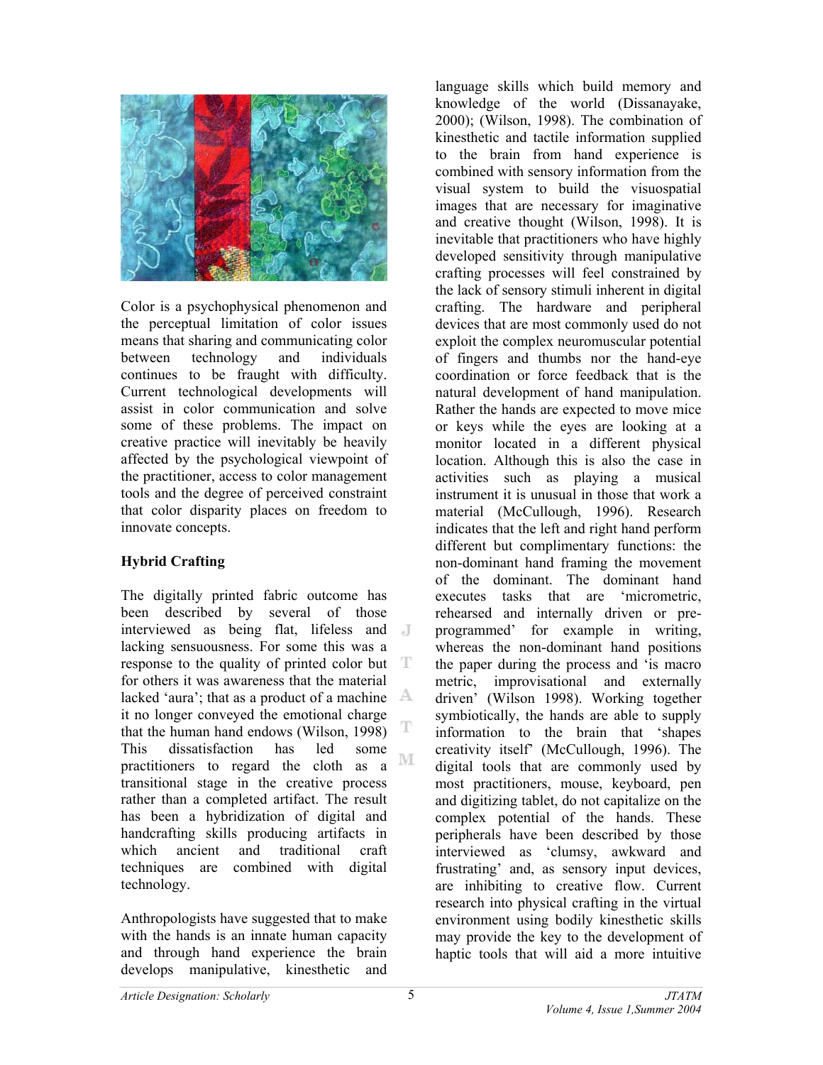Color is a psychophysical phenomenon and the perceptual limitation of color issues means that sharing and communicating color between technology and individuals continues to be fraught with difficulty. Current technological developments will assist in color communication and solve some of these problems. The impact on creative practice will inevitably be heavily affected by the psychological viewpoint of the practitioner, access to color management tools and the degree of perceived constraint that color disparity places on freedom to innovate concepts.

**Hybrid Crafting**

The digitally printed fabric outcome has been described by several of those interviewed as being flat, lifeless and lacking sensuousness. For some this was a response to the quality of printed color but for others it was awareness that the material lacked 'aura'; that as a product of a machine it no longer conveyed the emotional charge that the human hand endows (Wilson, 1998) This dissatisfaction has led some practitioners to regard the cloth as a transitional stage in the creative process rather than a completed artifact. The result has been a hybridization of digital and handcrafting skills producing artifacts in which ancient and traditional craft techniques are combined with digital technology.

Anthropologists have suggested that to make with the hands is an innate human capacity and through hand experience the brain develops manipulative, kinesthetic and language skills which build memory and knowledge of the world (Dissanayake, 2000); (Wilson, 1998). The combination of kinesthetic and tactile information supplied to the brain from hand experience is combined with sensory information from the visual system to build the visuospatial images that are necessary for imaginative and creative thought (Wilson, 1998). It is inevitable that practitioners who have highly developed sensitivity through manipulative crafting processes will feel constrained by the lack of sensory stimuli inherent in digital crafting. The hardware and peripheral devices that are most commonly used do not exploit the complex neuromuscular potential of fingers and thumbs nor the hand-eye coordination or force feedback that is the natural development of hand manipulation. Rather the hands are expected to move mice or keys while the eyes are looking at a monitor located in a different physical location. Although this is also the case in activities such as playing a musical instrument it is unusual in those that work a material (McCullough, 1996). Research indicates that the left and right hand perform different but complimentary functions: the non-dominant hand framing the movement of the dominant. The dominant hand executes tasks that are 'micrometric, rehearsed and internally driven or pre-programmed' for example in writing, whereas the non-dominant hand positions the paper during the process and 'is macro metric, improvisational and externally driven' (Wilson 1998). Working together symbiotically, the hands are able to supply information to the brain that 'shapes creativity itself' (McCullough, 1996). The digital tools that are commonly used by most practitioners, mouse, keyboard, pen and digitizing tablet, do not capitalize on the complex potential of the hands. These peripherals have been described by those interviewed as 'clumsy, awkward and frustrating' and, as sensory input devices, are inhibiting to creative flow. Current research into physical crafting in the virtual environment using bodily kinesthetic skills may provide the key to the development of haptic tools that will aid a more intuitive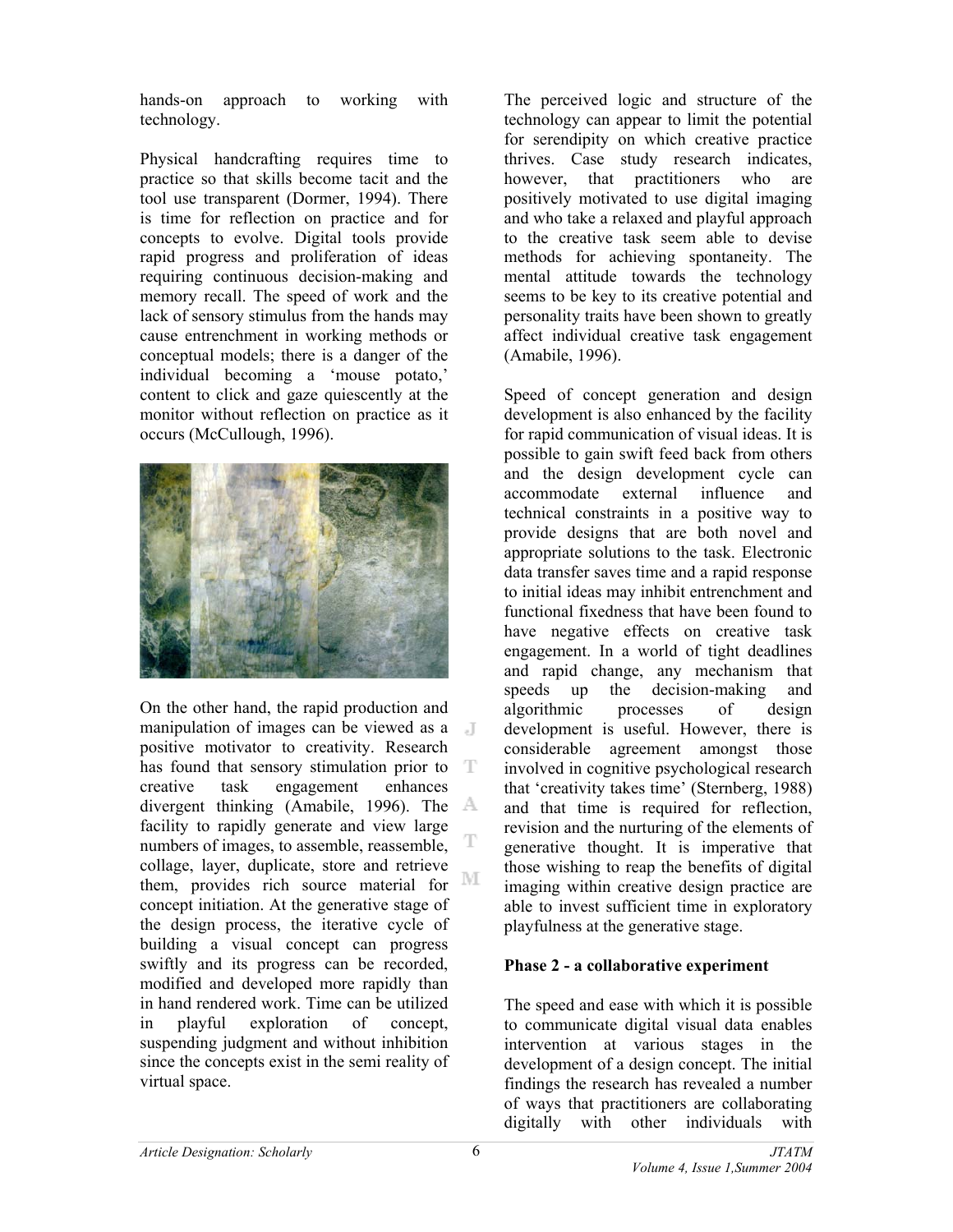hands-on approach to working with technology.

Physical handcrafting requires time to practice so that skills become tacit and the tool use transparent (Dormer, 1994). There is time for reflection on practice and for concepts to evolve. Digital tools provide rapid progress and proliferation of ideas requiring continuous decision-making and memory recall. The speed of work and the lack of sensory stimulus from the hands may cause entrenchment in working methods or conceptual models; there is a danger of the individual becoming a 'mouse potato,' content to click and gaze quiescently at the monitor without reflection on practice as it occurs (McCullough, 1996).

On the other hand, the rapid production and manipulation of images can be viewed as a positive motivator to creativity. Research has found that sensory stimulation prior to creative task engagement enhances divergent thinking (Amabile, 1996). The facility to rapidly generate and view large numbers of images, to assemble, reassemble, collage, layer, duplicate, store and retrieve them, provides rich source material for concept initiation. At the generative stage of the design process, the iterative cycle of building a visual concept can progress swiftly and its progress can be recorded, modified and developed more rapidly than in hand rendered work. Time can be utilized in playful exploration of concept, suspending judgment and without inhibition since the concepts exist in the semi reality of virtual space.

The perceived logic and structure of the technology can appear to limit the potential for serendipity on which creative practice thrives. Case study research indicates, however, that practitioners who are positively motivated to use digital imaging and who take a relaxed and playful approach to the creative task seem able to devise methods for achieving spontaneity. The mental attitude towards the technology seems to be key to its creative potential and personality traits have been shown to greatly affect individual creative task engagement (Amabile, 1996).

Speed of concept generation and design development is also enhanced by the facility for rapid communication of visual ideas. It is possible to gain swift feed back from others and the design development cycle can accommodate external influence and technical constraints in a positive way to provide designs that are both novel and appropriate solutions to the task. Electronic data transfer saves time and a rapid response to initial ideas may inhibit entrenchment and functional fixedness that have been found to have negative effects on creative task engagement. In a world of tight deadlines and rapid change, any mechanism that speeds up the decision-making and algorithmic processes of design development is useful. However, there is considerable agreement amongst those involved in cognitive psychological research that 'creativity takes time' (Sternberg, 1988) and that time is required for reflection, revision and the nurturing of the elements of generative thought. It is imperative that those wishing to reap the benefits of digital imaging within creative design practice are able to invest sufficient time in exploratory playfulness at the generative stage.

### Phase 2 - a collaborative experiment

The speed and ease with which it is possible to communicate digital visual data enables intervention at various stages in the development of a design concept. The initial findings the research has revealed a number of ways that practitioners are collaborating digitally with other individuals with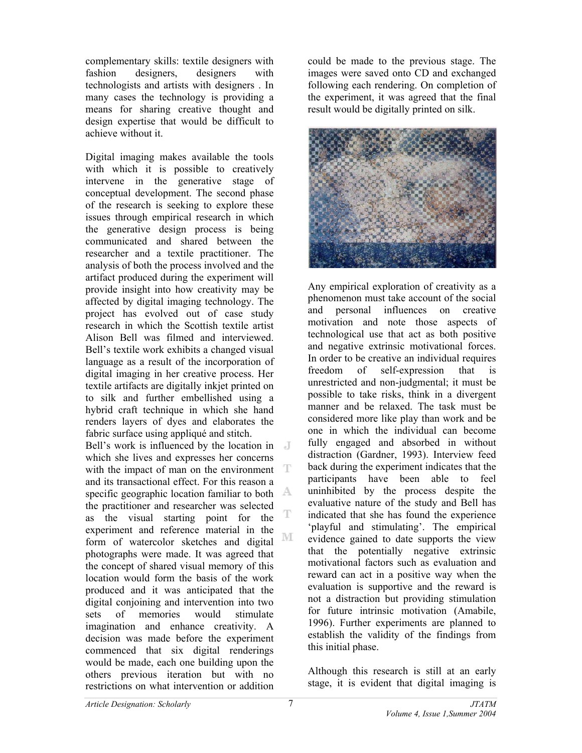complementary skills: textile designers with fashion designers, designers with technologists and artists with designers . In many cases the technology is providing a means for sharing creative thought and design expertise that would be difficult to achieve without it.

Digital imaging makes available the tools with which it is possible to creatively intervene in the generative stage of conceptual development. The second phase of the research is seeking to explore these issues through empirical research in which the generative design process is being communicated and shared between the researcher and a textile practitioner. The analysis of both the process involved and the artifact produced during the experiment will provide insight into how creativity may be affected by digital imaging technology. The project has evolved out of case study research in which the Scottish textile artist Alison Bell was filmed and interviewed. Bell's textile work exhibits a changed visual language as a result of the incorporation of digital imaging in her creative process. Her textile artifacts are digitally inkjet printed on to silk and further embellished using a hybrid craft technique in which she hand renders layers of dyes and elaborates the fabric surface using appliqué and stitch.

Bell's work is influenced by the location in which she lives and expresses her concerns with the impact of man on the environment and its transactional effect. For this reason a specific geographic location familiar to both the practitioner and researcher was selected as the visual starting point for the experiment and reference material in the form of watercolor sketches and digital photographs were made. It was agreed that the concept of shared visual memory of this location would form the basis of the work produced and it was anticipated that the digital conjoining and intervention into two sets of memories would stimulate imagination and enhance creativity. A decision was made before the experiment commenced that six digital renderings would be made, each one building upon the others previous iteration but with no restrictions on what intervention or addition could be made to the previous stage. The images were saved onto CD and exchanged following each rendering. On completion of the experiment, it was agreed that the final result would be digitally printed on silk.

Any empirical exploration of creativity as a phenomenon must take account of the social and personal influences on creative motivation and note those aspects of technological use that act as both positive and negative extrinsic motivational forces. In order to be creative an individual requires freedom of self-expression that is unrestricted and non-judgmental; it must be possible to take risks, think in a divergent manner and be relaxed. The task must be considered more like play than work and be one in which the individual can become fully engaged and absorbed in without distraction (Gardner, 1993). Interview feed back during the experiment indicates that the participants have been able to feel uninhibited by the process despite the evaluative nature of the study and Bell has indicated that she has found the experience 'playful and stimulating'. The empirical evidence gained to date supports the view that the potentially negative extrinsic motivational factors such as evaluation and reward can act in a positive way when the evaluation is supportive and the reward is not a distraction but providing stimulation for future intrinsic motivation (Amabile, 1996). Further experiments are planned to establish the validity of the findings from this initial phase.

Although this research is still at an early stage, it is evident that digital imaging is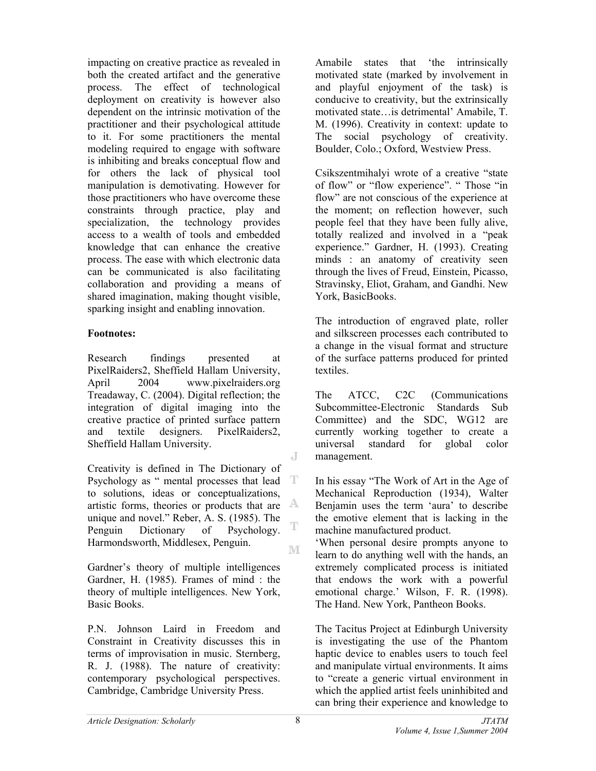impacting on creative practice as revealed in both the created artifact and the generative process. The effect of technological deployment on creativity is however also dependent on the intrinsic motivation of the practitioner and their psychological attitude to it. For some practitioners the mental modeling required to engage with software is inhibiting and breaks conceptual flow and for others the lack of physical tool manipulation is demotivating. However for those practitioners who have overcome these constraints through practice, play and specialization, the technology provides access to a wealth of tools and embedded knowledge that can enhance the creative process. The ease with which electronic data can be communicated is also facilitating collaboration and providing a means of shared imagination, making thought visible, sparking insight and enabling innovation.

**Footnotes:**

Research findings presented at PixelRaiders2, Sheffield Hallam University, April 2004 www.pixelraiders.org Treadaway, C. (2004). Digital reflection; the integration of digital imaging into the creative practice of printed surface pattern and textile designers. PixelRaiders2, Sheffield Hallam University.

Creativity is defined in The Dictionary of Psychology as " mental processes that lead to solutions, ideas or conceptualizations, artistic forms, theories or products that are unique and novel." Reber, A. S. (1985). The Penguin Dictionary of Psychology. Harmondsworth, Middlesex, Penguin.

Gardner's theory of multiple intelligences Gardner, H. (1985). Frames of mind : the theory of multiple intelligences. New York, Basic Books.

P.N. Johnson Laird in Freedom and Constraint in Creativity discusses this in terms of improvisation in music. Sternberg, R. J. (1988). The nature of creativity: contemporary psychological perspectives. Cambridge, Cambridge University Press.

Amabile states that 'the intrinsically motivated state (marked by involvement in and playful enjoyment of the task) is conducive to creativity, but the extrinsically motivated state…is detrimental' Amabile, T. M. (1996). Creativity in context: update to The social psychology of creativity. Boulder, Colo.; Oxford, Westview Press.

Csikszentmihalyi wrote of a creative "state of flow" or "flow experience". " Those "in flow" are not conscious of the experience at the moment; on reflection however, such people feel that they have been fully alive, totally realized and involved in a "peak experience." Gardner, H. (1993). Creating minds : an anatomy of creativity seen through the lives of Freud, Einstein, Picasso, Stravinsky, Eliot, Graham, and Gandhi. New York, BasicBooks.

The introduction of engraved plate, roller and silkscreen processes each contributed to a change in the visual format and structure of the surface patterns produced for printed textiles.

The ATCC, C2C (Communications Subcommittee-Electronic Standards Sub Committee) and the SDC, WG12 are currently working together to create a universal standard for global color management.

In his essay "The Work of Art in the Age of Mechanical Reproduction (1934), Walter Benjamin uses the term 'aura' to describe the emotive element that is lacking in the machine manufactured product.

'When personal desire prompts anyone to learn to do anything well with the hands, an extremely complicated process is initiated that endows the work with a powerful emotional charge.' Wilson, F. R. (1998). The Hand. New York, Pantheon Books.

The Tacitus Project at Edinburgh University is investigating the use of the Phantom haptic device to enables users to touch feel and manipulate virtual environments. It aims to "create a generic virtual environment in which the applied artist feels uninhibited and can bring their experience and knowledge to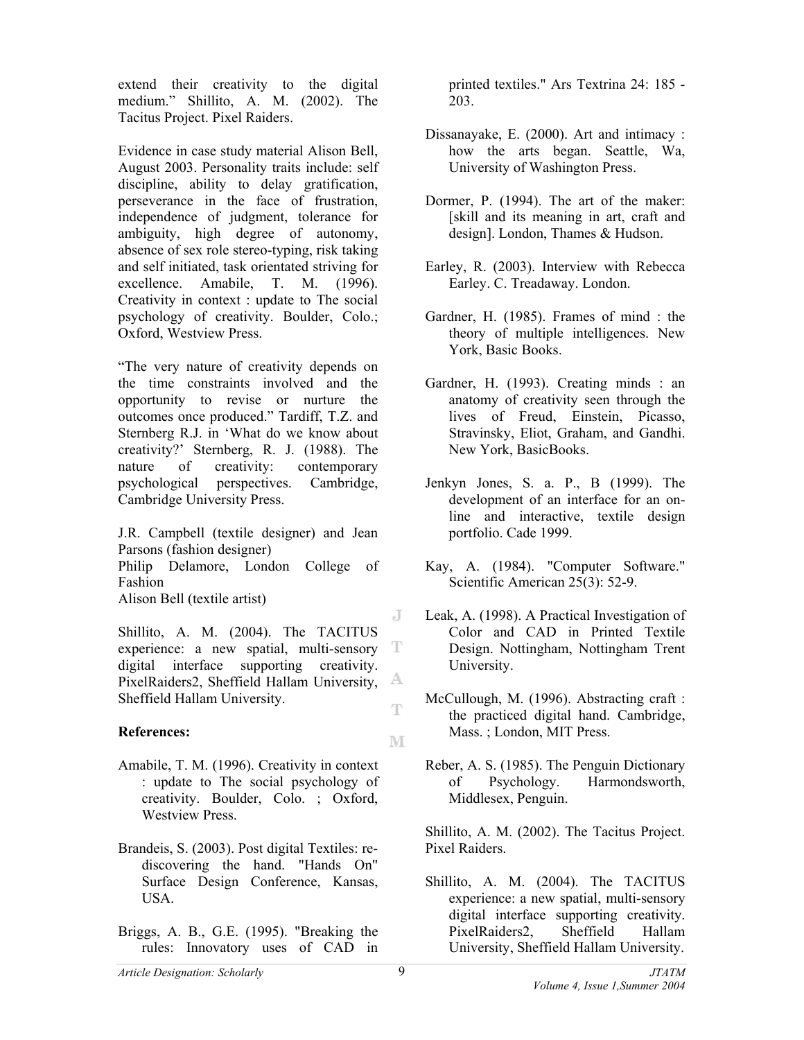extend their creativity to the digital medium." Shillito, A. M. (2002). The Tacitus Project. Pixel Raiders.

Evidence in case study material Alison Bell, August 2003. Personality traits include: self discipline, ability to delay gratification, perseverance in the face of frustration, independence of judgment, tolerance for ambiguity, high degree of autonomy, absence of sex role stereo-typing, risk taking and self initiated, task orientated striving for excellence. Amabile, T. M. (1996). Creativity in context : update to The social psychology of creativity. Boulder, Colo.; Oxford, Westview Press.

"The very nature of creativity depends on the time constraints involved and the opportunity to revise or nurture the outcomes once produced." Tardiff, T.Z. and Sternberg R.J. in 'What do we know about creativity?' Sternberg, R. J. (1988). The nature of creativity: contemporary psychological perspectives. Cambridge, Cambridge University Press.

J.R. Campbell (textile designer) and Jean Parsons (fashion designer)
Philip Delamore, London College of Fashion
Alison Bell (textile artist)

Shillito, A. M. (2004). The TACITUS experience: a new spatial, multi-sensory digital interface supporting creativity. PixelRaiders2, Sheffield Hallam University, Sheffield Hallam University.

**References:**

Amabile, T. M. (1996). Creativity in context : update to The social psychology of creativity. Boulder, Colo. ; Oxford, Westview Press.

Brandeis, S. (2003). Post digital Textiles: re-discovering the hand. "Hands On" Surface Design Conference, Kansas, USA.

Briggs, A. B., G.E. (1995). "Breaking the rules: Innovatory uses of CAD in printed textiles." Ars Textrina 24: 185 - 203.

Dissanayake, E. (2000). Art and intimacy : how the arts began. Seattle, Wa, University of Washington Press.

Dormer, P. (1994). The art of the maker: [skill and its meaning in art, craft and design]. London, Thames & Hudson.

Earley, R. (2003). Interview with Rebecca Earley. C. Treadaway. London.

Gardner, H. (1985). Frames of mind : the theory of multiple intelligences. New York, Basic Books.

Gardner, H. (1993). Creating minds : an anatomy of creativity seen through the lives of Freud, Einstein, Picasso, Stravinsky, Eliot, Graham, and Gandhi. New York, BasicBooks.

Jenkyn Jones, S. a. P., B (1999). The development of an interface for an on-line and interactive, textile design portfolio. Cade 1999.

Kay, A. (1984). "Computer Software." Scientific American 25(3): 52-9.

Leak, A. (1998). A Practical Investigation of Color and CAD in Printed Textile Design. Nottingham, Nottingham Trent University.

McCullough, M. (1996). Abstracting craft : the practiced digital hand. Cambridge, Mass. ; London, MIT Press.

Reber, A. S. (1985). The Penguin Dictionary of Psychology. Harmondsworth, Middlesex, Penguin.

Shillito, A. M. (2002). The Tacitus Project. Pixel Raiders.

Shillito, A. M. (2004). The TACITUS experience: a new spatial, multi-sensory digital interface supporting creativity. PixelRaiders2, Sheffield Hallam University, Sheffield Hallam University.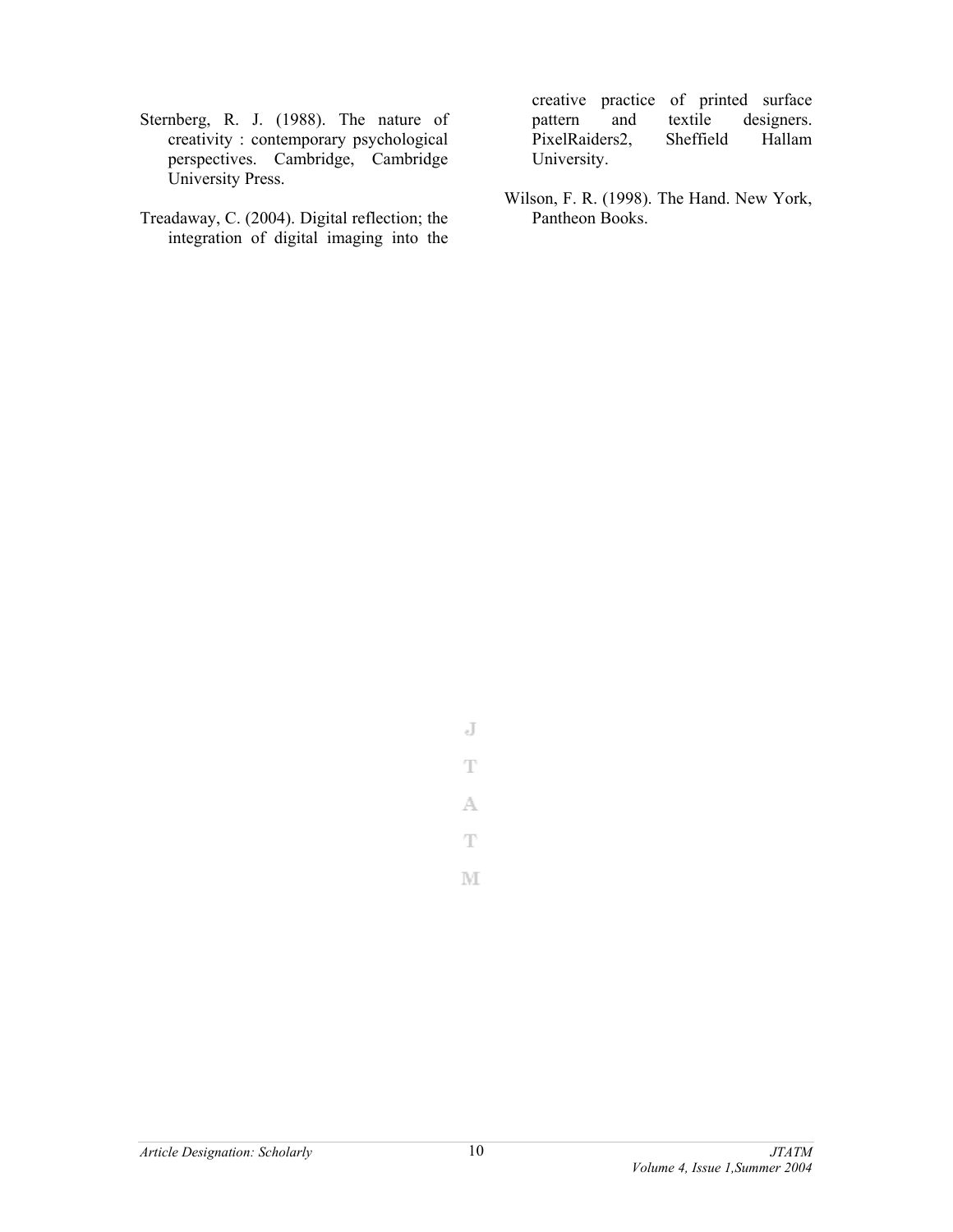Sternberg, R. J. (1988). The nature of creativity : contemporary psychological perspectives. Cambridge, Cambridge University Press.

Treadaway, C. (2004). Digital reflection; the integration of digital imaging into the creative practice of printed surface pattern and textile designers. PixelRaiders2, Sheffield Hallam University.

Wilson, F. R. (1998). The Hand. New York, Pantheon Books.